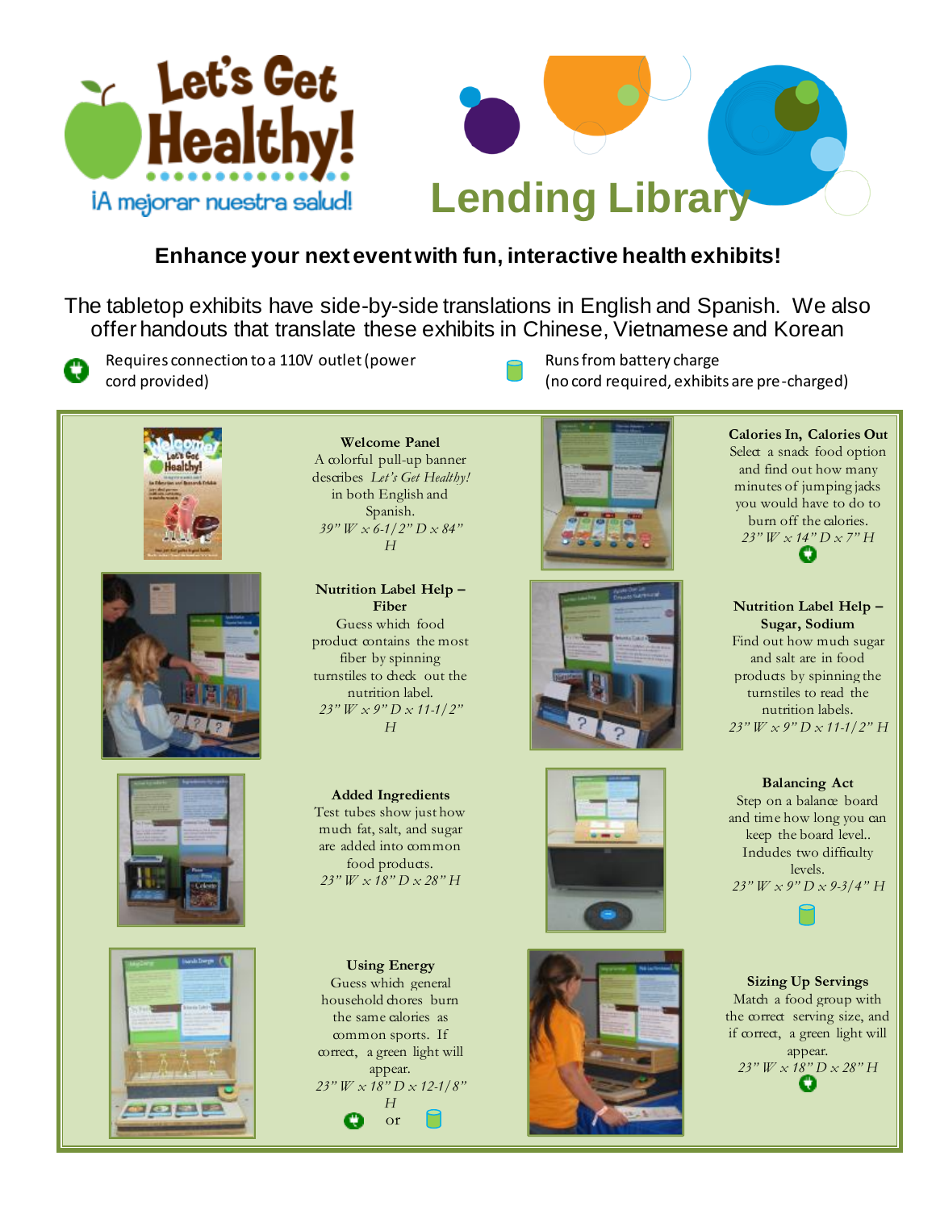# Let's Get Healthy!

¡A mejorar nuestra salud!

# Lending Library

**Enhance your next event with fun, interactive health exhibits!**

The tabletop exhibits have side-by-side translations in English and Spanish. We also offer handouts that translate these exhibits in Chinese, Vietnamese and Korean

- (Plug icon) Requires connection to a 110V outlet (power cord provided)
- (Battery icon) Runs from battery charge (no cord required, exhibits are pre-charged)

**Welcome Panel**
A colorful pull-up banner describes *Let's Get Healthy!* in both English and Spanish.
*39" W x 6-1/2" D x 84" H*

**Calories In, Calories Out**
Select a snack food option and find out how many minutes of jumping jacks you would have to do to burn off the calories.
*23" W x 14" D x 7" H*
(Plug icon)

**Nutrition Label Help – Fiber**
Guess which food product contains the most fiber by spinning turnstiles to check out the nutrition label.
*23" W x 9" D x 11-1/2" H*

**Nutrition Label Help – Sugar, Sodium**
Find out how much sugar and salt are in food products by spinning the turnstiles to read the nutrition labels.
*23" W x 9" D x 11-1/2" H*

**Added Ingredients**
Test tubes show just how much fat, salt, and sugar are added into common food products.
*23" W x 18" D x 28" H*

**Balancing Act**
Step on a balance board and time how long you can keep the board level.. Includes two difficulty levels.
*23" W x 9" D x 9-3/4" H*
(Battery icon)

**Using Energy**
Guess which general household chores burn the same calories as common sports. If correct, a green light will appear.
*23" W x 18" D x 12-1/8" H*
(Plug icon) or (Battery icon)

**Sizing Up Servings**
Match a food group with the correct serving size, and if correct, a green light will appear.
*23" W x 18" D x 28" H*
(Plug icon)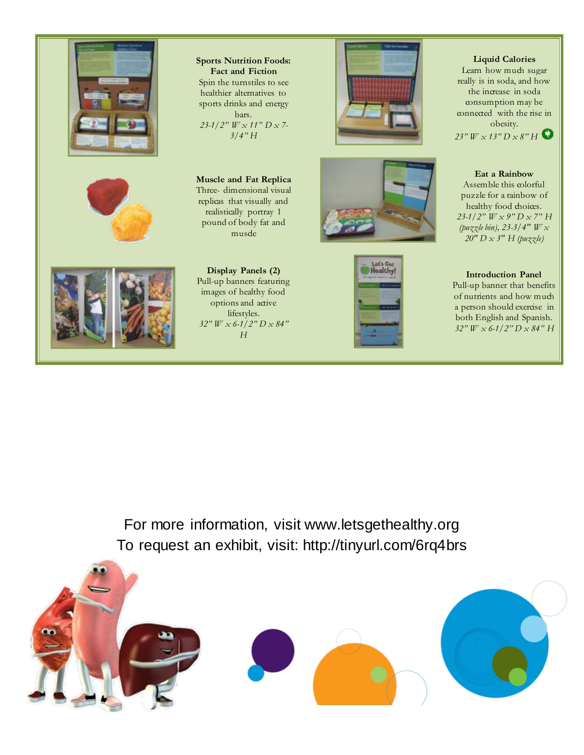**Sports Nutrition Foods: Fact and Fiction**
Spin the turnstiles to see healthier alternatives to sports drinks and energy bars.
*23-1/2" W x 11" D x 7-3/4" H*

**Liquid Calories**
Learn how much sugar really is in soda, and how the increase in soda consumption may be connected with the rise in obesity.
*23" W x 13" D x 8" H*

**Muscle and Fat Replica**
Three- dimensional visual replicas that visually and realistically portray 1 pound of body fat and muscle

**Eat a Rainbow**
Assemble this colorful puzzle for a rainbow of healthy food choices.
*23-1/2" W x 9" D x 7" H (puzzle bin), 23-3/4" W x 20" D x 3" H (puzzle)*

**Display Panels (2)**
Pull-up banners featuring images of healthy food options and active lifestyles.
*32" W x 6-1/2" D x 84" H*

**Introduction Panel**
Pull-up banner that benefits of nutrients and how much a person should exercise in both English and Spanish.
*32" W x 6-1/2" D x 84" H*

For more information, visit www.letsgethealthy.org
To request an exhibit, visit: http://tinyurl.com/6rq4brs